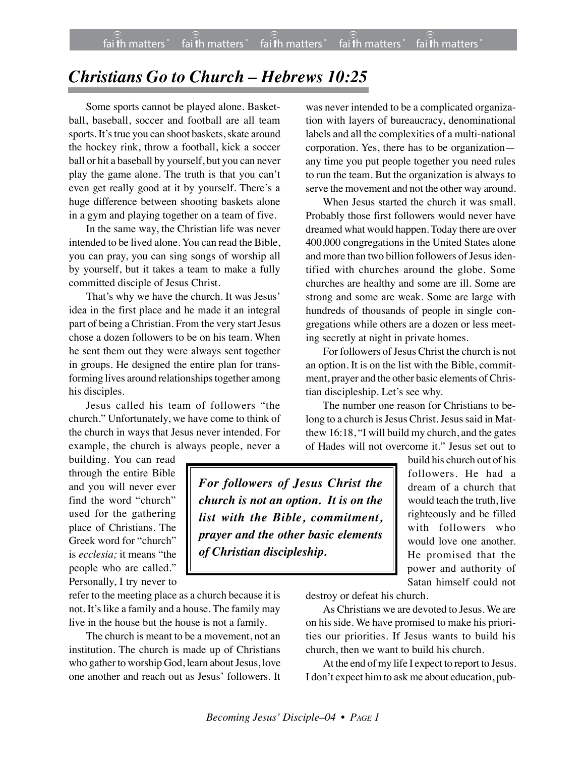# *Christians Go to Church – Hebrews 10:25*

Some sports cannot be played alone. Basketball, baseball, soccer and football are all team sports. It's true you can shoot baskets, skate around the hockey rink, throw a football, kick a soccer ball or hit a baseball by yourself, but you can never play the game alone. The truth is that you can't even get really good at it by yourself. There's a huge difference between shooting baskets alone in a gym and playing together on a team of five.

In the same way, the Christian life was never intended to be lived alone. You can read the Bible, you can pray, you can sing songs of worship all by yourself, but it takes a team to make a fully committed disciple of Jesus Christ.

That's why we have the church. It was Jesus' idea in the first place and he made it an integral part of being a Christian. From the very start Jesus chose a dozen followers to be on his team. When he sent them out they were always sent together in groups. He designed the entire plan for transforming lives around relationships together among his disciples.

Jesus called his team of followers "the church." Unfortunately, we have come to think of the church in ways that Jesus never intended. For example, the church is always people, never a building. You can read through the entire Bible and you will never ever find the word "church" used for the gathering place of Christians. The Greek word for "church" is *ecclesia;* it means "the people who are called." Personally, I try never to refer to the meeting place as a church because it is not. It's like a family and a house. The family may live in the house but the house is not a family.

The church is meant to be a movement, not an institution. The church is made up of Christians who gather to worship God, learn about Jesus, love one another and reach out as Jesus' followers. It was never intended to be a complicated organization with layers of bureaucracy, denominational labels and all the complexities of a multi-national corporation. Yes, there has to be organization—any time you put people together you need rules to run the team. But the organization is always to serve the movement and not the other way around.

When Jesus started the church it was small. Probably those first followers would never have dreamed what would happen. Today there are over 400,000 congregations in the United States alone and more than two billion followers of Jesus identified with churches around the globe. Some churches are healthy and some are ill. Some are strong and some are weak. Some are large with hundreds of thousands of people in single congregations while others are a dozen or less meeting secretly at night in private homes.

For followers of Jesus Christ the church is not an option. It is on the list with the Bible, commitment, prayer and the other basic elements of Christian discipleship. Let's see why.

> ***For followers of Jesus Christ the church is not an option. It is on the list with the Bible, commitment, prayer and the other basic elements of Christian discipleship.***

The number one reason for Christians to belong to a church is Jesus Christ. Jesus said in Matthew 16:18, "I will build my church, and the gates of Hades will not overcome it." Jesus set out to build his church out of his followers. He had a dream of a church that would teach the truth, live righteously and be filled with followers who would love one another. He promised that the power and authority of Satan himself could not destroy or defeat his church.

As Christians we are devoted to Jesus. We are on his side. We have promised to make his priorities our priorities. If Jesus wants to build his church, then we want to build his church.

At the end of my life I expect to report to Jesus. I don't expect him to ask me about education, pub-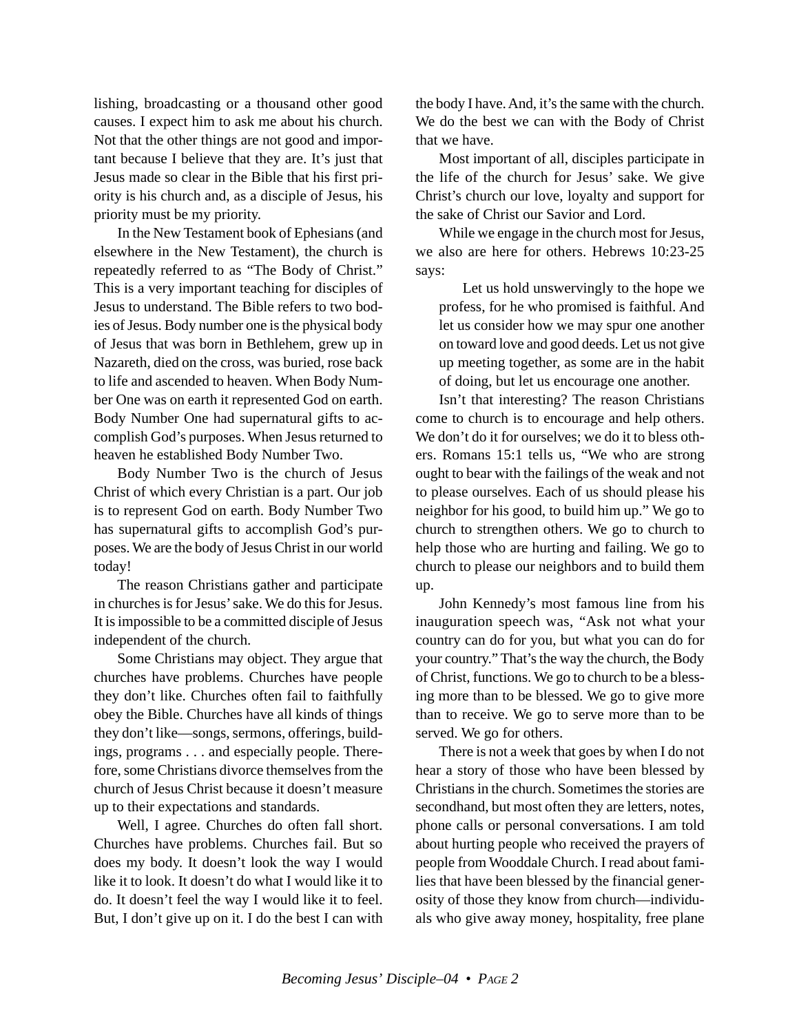lishing, broadcasting or a thousand other good causes. I expect him to ask me about his church. Not that the other things are not good and important because I believe that they are. It's just that Jesus made so clear in the Bible that his first priority is his church and, as a disciple of Jesus, his priority must be my priority.

In the New Testament book of Ephesians (and elsewhere in the New Testament), the church is repeatedly referred to as "The Body of Christ." This is a very important teaching for disciples of Jesus to understand. The Bible refers to two bodies of Jesus. Body number one is the physical body of Jesus that was born in Bethlehem, grew up in Nazareth, died on the cross, was buried, rose back to life and ascended to heaven. When Body Number One was on earth it represented God on earth. Body Number One had supernatural gifts to accomplish God's purposes. When Jesus returned to heaven he established Body Number Two.

Body Number Two is the church of Jesus Christ of which every Christian is a part. Our job is to represent God on earth. Body Number Two has supernatural gifts to accomplish God's purposes. We are the body of Jesus Christ in our world today!

The reason Christians gather and participate in churches is for Jesus' sake. We do this for Jesus. It is impossible to be a committed disciple of Jesus independent of the church.

Some Christians may object. They argue that churches have problems. Churches have people they don't like. Churches often fail to faithfully obey the Bible. Churches have all kinds of things they don't like—songs, sermons, offerings, buildings, programs . . . and especially people. Therefore, some Christians divorce themselves from the church of Jesus Christ because it doesn't measure up to their expectations and standards.

Well, I agree. Churches do often fall short. Churches have problems. Churches fail. But so does my body. It doesn't look the way I would like it to look. It doesn't do what I would like it to do. It doesn't feel the way I would like it to feel. But, I don't give up on it. I do the best I can with the body I have. And, it's the same with the church. We do the best we can with the Body of Christ that we have.

Most important of all, disciples participate in the life of the church for Jesus' sake. We give Christ's church our love, loyalty and support for the sake of Christ our Savior and Lord.

While we engage in the church most for Jesus, we also are here for others. Hebrews 10:23-25 says:

> Let us hold unswervingly to the hope we profess, for he who promised is faithful. And let us consider how we may spur one another on toward love and good deeds. Let us not give up meeting together, as some are in the habit of doing, but let us encourage one another.

Isn't that interesting? The reason Christians come to church is to encourage and help others. We don't do it for ourselves; we do it to bless others. Romans 15:1 tells us, "We who are strong ought to bear with the failings of the weak and not to please ourselves. Each of us should please his neighbor for his good, to build him up." We go to church to strengthen others. We go to church to help those who are hurting and failing. We go to church to please our neighbors and to build them up.

John Kennedy's most famous line from his inauguration speech was, "Ask not what your country can do for you, but what you can do for your country." That's the way the church, the Body of Christ, functions. We go to church to be a blessing more than to be blessed. We go to give more than to receive. We go to serve more than to be served. We go for others.

There is not a week that goes by when I do not hear a story of those who have been blessed by Christians in the church. Sometimes the stories are secondhand, but most often they are letters, notes, phone calls or personal conversations. I am told about hurting people who received the prayers of people from Wooddale Church. I read about families that have been blessed by the financial generosity of those they know from church—individuals who give away money, hospitality, free plane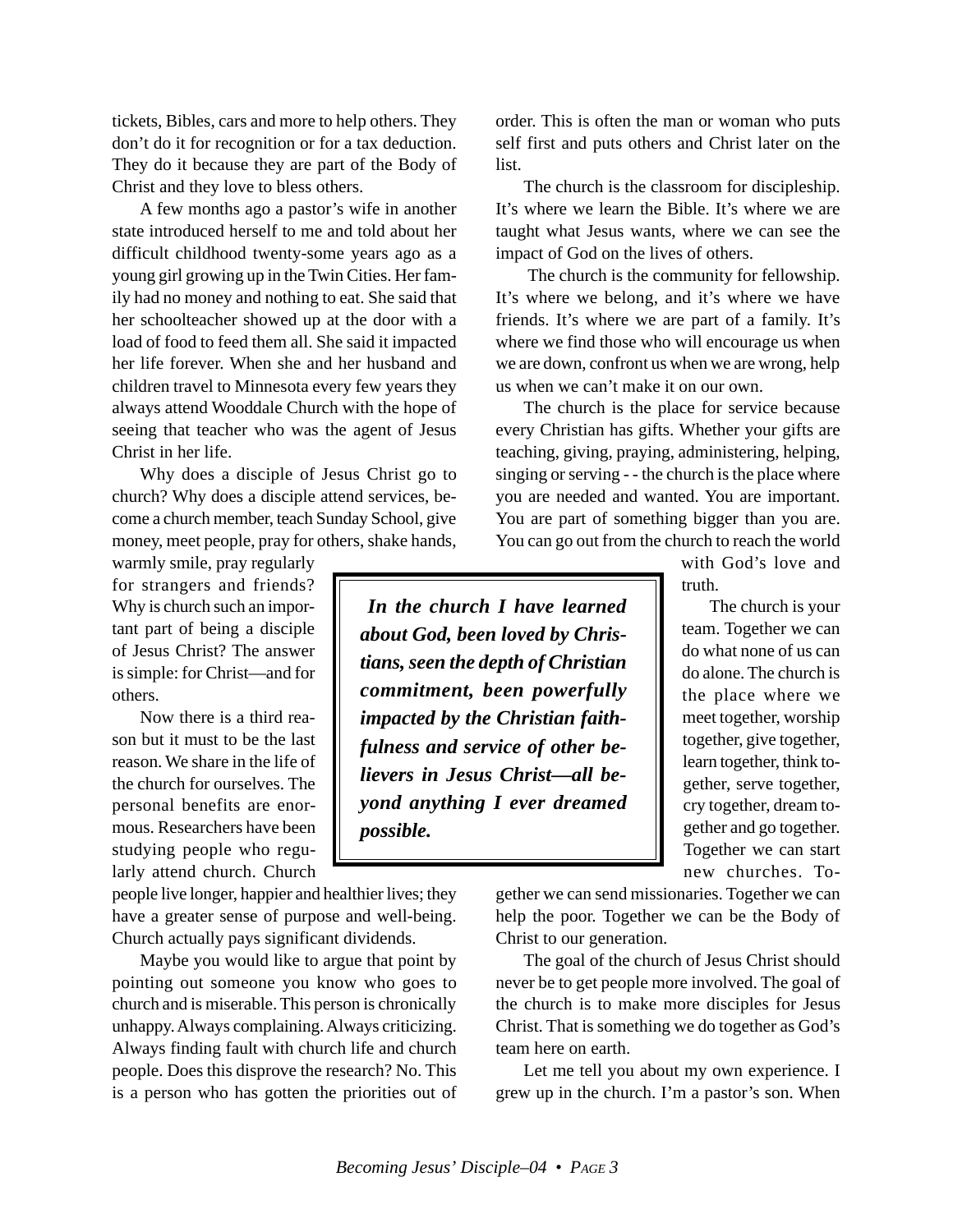tickets, Bibles, cars and more to help others. They don't do it for recognition or for a tax deduction. They do it because they are part of the Body of Christ and they love to bless others.

A few months ago a pastor's wife in another state introduced herself to me and told about her difficult childhood twenty-some years ago as a young girl growing up in the Twin Cities. Her family had no money and nothing to eat. She said that her schoolteacher showed up at the door with a load of food to feed them all. She said it impacted her life forever. When she and her husband and children travel to Minnesota every few years they always attend Wooddale Church with the hope of seeing that teacher who was the agent of Jesus Christ in her life.

Why does a disciple of Jesus Christ go to church? Why does a disciple attend services, become a church member, teach Sunday School, give money, meet people, pray for others, shake hands, warmly smile, pray regularly for strangers and friends? Why is church such an important part of being a disciple of Jesus Christ? The answer is simple: for Christ—and for others.

Now there is a third reason but it must to be the last reason. We share in the life of the church for ourselves. The personal benefits are enormous. Researchers have been studying people who regularly attend church. Church people live longer, happier and healthier lives; they have a greater sense of purpose and well-being. Church actually pays significant dividends.

Maybe you would like to argue that point by pointing out someone you know who goes to church and is miserable. This person is chronically unhappy. Always complaining. Always criticizing. Always finding fault with church life and church people. Does this disprove the research? No. This is a person who has gotten the priorities out of order. This is often the man or woman who puts self first and puts others and Christ later on the list.

The church is the classroom for discipleship. It's where we learn the Bible. It's where we are taught what Jesus wants, where we can see the impact of God on the lives of others.

The church is the community for fellowship. It's where we belong, and it's where we have friends. It's where we are part of a family. It's where we find those who will encourage us when we are down, confront us when we are wrong, help us when we can't make it on our own.

The church is the place for service because every Christian has gifts. Whether your gifts are teaching, giving, praying, administering, helping, singing or serving - - the church is the place where you are needed and wanted. You are important. You are part of something bigger than you are. You can go out from the church to reach the world with God's love and truth.

> ***In the church I have learned about God, been loved by Christians, seen the depth of Christian commitment, been powerfully impacted by the Christian faithfulness and service of other believers in Jesus Christ—all beyond anything I ever dreamed possible.***

The church is your team. Together we can do what none of us can do alone. The church is the place where we meet together, worship together, give together, learn together, think together, serve together, cry together, dream together and go together. Together we can start new churches. Together we can send missionaries. Together we can help the poor. Together we can be the Body of Christ to our generation.

The goal of the church of Jesus Christ should never be to get people more involved. The goal of the church is to make more disciples for Jesus Christ. That is something we do together as God's team here on earth.

Let me tell you about my own experience. I grew up in the church. I'm a pastor's son. When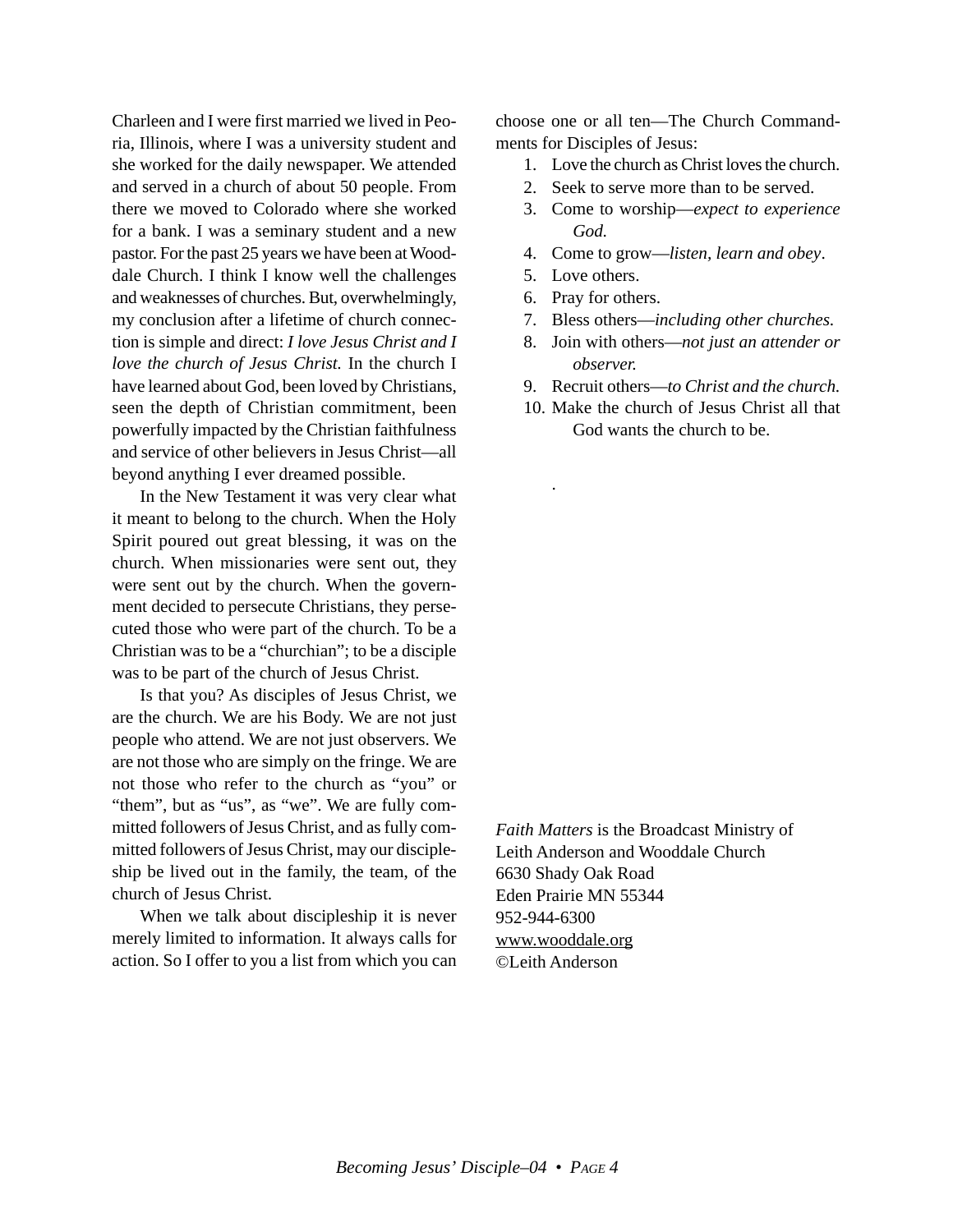Charleen and I were first married we lived in Peoria, Illinois, where I was a university student and she worked for the daily newspaper. We attended and served in a church of about 50 people. From there we moved to Colorado where she worked for a bank. I was a seminary student and a new pastor. For the past 25 years we have been at Wooddale Church. I think I know well the challenges and weaknesses of churches. But, overwhelmingly, my conclusion after a lifetime of church connection is simple and direct: *I love Jesus Christ and I love the church of Jesus Christ.* In the church I have learned about God, been loved by Christians, seen the depth of Christian commitment, been powerfully impacted by the Christian faithfulness and service of other believers in Jesus Christ—all beyond anything I ever dreamed possible.

In the New Testament it was very clear what it meant to belong to the church. When the Holy Spirit poured out great blessing, it was on the church. When missionaries were sent out, they were sent out by the church. When the government decided to persecute Christians, they persecuted those who were part of the church. To be a Christian was to be a "churchian"; to be a disciple was to be part of the church of Jesus Christ.

Is that you? As disciples of Jesus Christ, we are the church. We are his Body. We are not just people who attend. We are not just observers. We are not those who are simply on the fringe. We are not those who refer to the church as "you" or "them", but as "us", as "we". We are fully committed followers of Jesus Christ, and as fully committed followers of Jesus Christ, may our discipleship be lived out in the family, the team, of the church of Jesus Christ.

When we talk about discipleship it is never merely limited to information. It always calls for action. So I offer to you a list from which you can choose one or all ten—The Church Commandments for Disciples of Jesus:

1. Love the church as Christ loves the church.
2. Seek to serve more than to be served.
3. Come to worship—*expect to experience God.*
4. Come to grow—*listen, learn and obey*.
5. Love others.
6. Pray for others.
7. Bless others—*including other churches.*
8. Join with others—*not just an attender or observer.*
9. Recruit others—*to Christ and the church.*
10. Make the church of Jesus Christ all that God wants the church to be.

.

*Faith Matters* is the Broadcast Ministry of
Leith Anderson and Wooddale Church
6630 Shady Oak Road
Eden Prairie MN 55344
952-944-6300
www.wooddale.org
©Leith Anderson